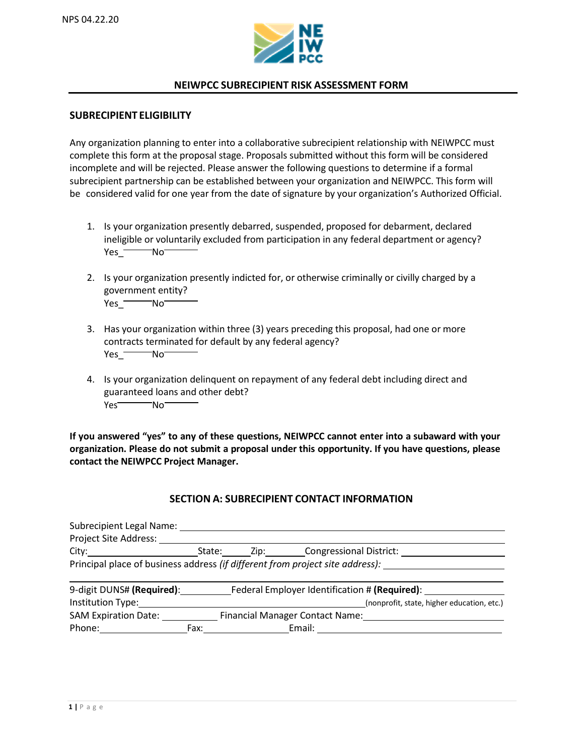NPS 04.22.20

# NEIWPCC SUBRECIPIENT RISK ASSESSMENT FORM

## SUBRECIPIENT ELIGIBILITY

Any organization planning to enter into a collaborative subrecipient relationship with NEIWPCC must complete this form at the proposal stage. Proposals submitted without this form will be considered incomplete and will be rejected. Please answer the following questions to determine if a formal subrecipient partnership can be established between your organization and NEIWPCC. This form will be considered valid for one year from the date of signature by your organization's Authorized Official.

1. Is your organization presently debarred, suspended, proposed for debarment, declared ineligible or voluntarily excluded from participation in any federal department or agency?
   Yes_______ No_______

2. Is your organization presently indicted for, or otherwise criminally or civilly charged by a government entity?
   Yes_______ No_______

3. Has your organization within three (3) years preceding this proposal, had one or more contracts terminated for default by any federal agency?
   Yes_______ No_______

4. Is your organization delinquent on repayment of any federal debt including direct and guaranteed loans and other debt?
   Yes_______ No_______

**If you answered "yes" to any of these questions, NEIWPCC cannot enter into a subaward with your organization. Please do not submit a proposal under this opportunity. If you have questions, please contact the NEIWPCC Project Manager.**

## SECTION A: SUBRECIPIENT CONTACT INFORMATION

Subrecipient Legal Name: ____________________________________________

Project Site Address: ____________________________________________

City: ____________ State: ______ Zip: ________ Congressional District: ____________

Principal place of business address *(if different from project site address)*: ____________

9-digit DUNS# **(Required)**: ____________ Federal Employer Identification # **(Required)**: ____________

Institution Type: ____________________________ (nonprofit, state, higher education, etc.)

SAM Expiration Date: ____________ Financial Manager Contact Name: ____________

Phone: ____________ Fax: ____________ Email: ____________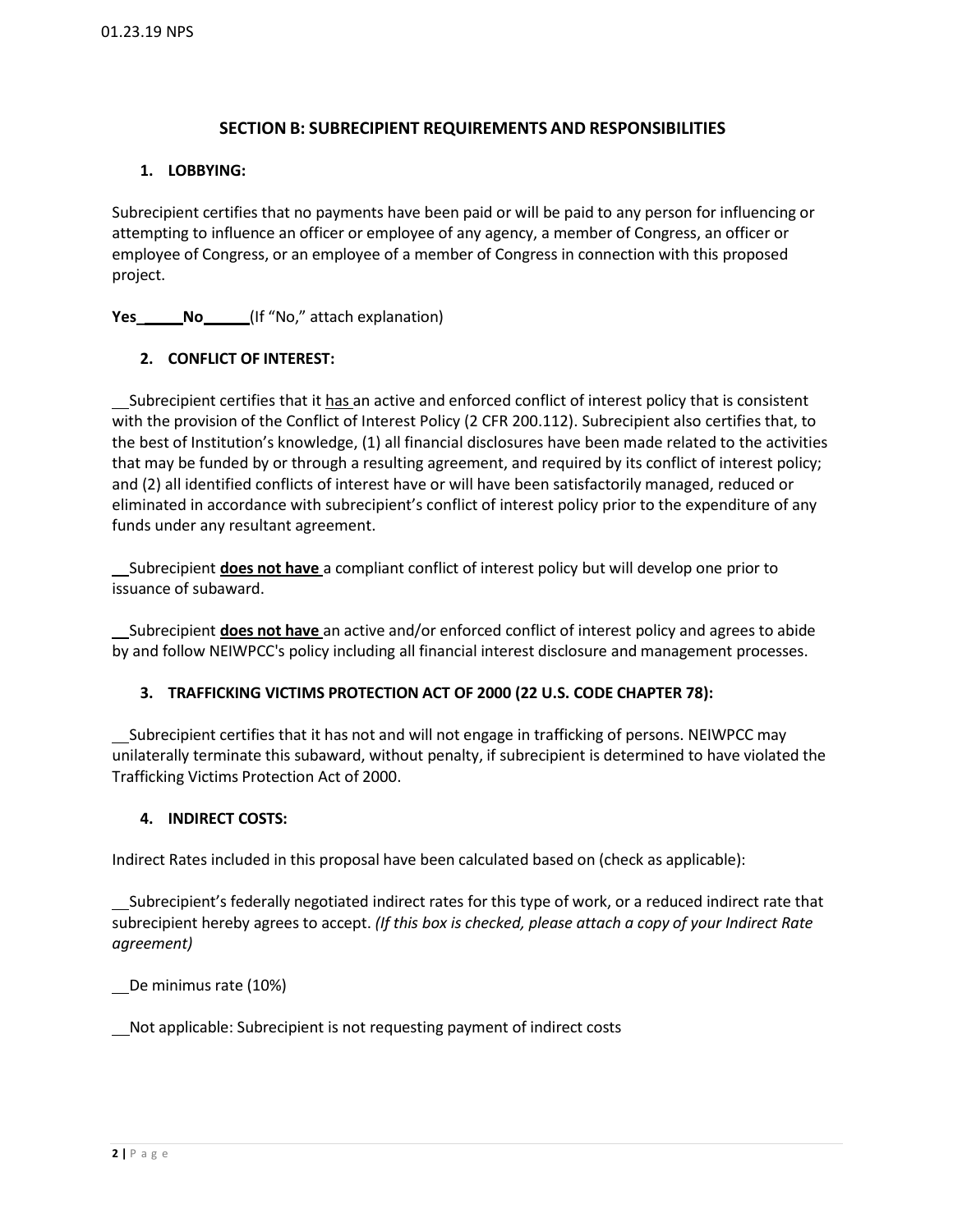## SECTION B: SUBRECIPIENT REQUIREMENTS AND RESPONSIBILITIES

### 1. LOBBYING:

Subrecipient certifies that no payments have been paid or will be paid to any person for influencing or attempting to influence an officer or employee of any agency, a member of Congress, an officer or employee of Congress, or an employee of a member of Congress in connection with this proposed project.

**Yes\_\_\_\_\_No\_\_\_\_\_** (If "No," attach explanation)

### 2. CONFLICT OF INTEREST:

\_\_Subrecipient certifies that it <u>has</u> an active and enforced conflict of interest policy that is consistent with the provision of the Conflict of Interest Policy (2 CFR 200.112). Subrecipient also certifies that, to the best of Institution's knowledge, (1) all financial disclosures have been made related to the activities that may be funded by or through a resulting agreement, and required by its conflict of interest policy; and (2) all identified conflicts of interest have or will have been satisfactorily managed, reduced or eliminated in accordance with subrecipient's conflict of interest policy prior to the expenditure of any funds under any resultant agreement.

\_\_Subrecipient **<u>does not have</u>** a compliant conflict of interest policy but will develop one prior to issuance of subaward.

\_\_Subrecipient **<u>does not have</u>** an active and/or enforced conflict of interest policy and agrees to abide by and follow NEIWPCC's policy including all financial interest disclosure and management processes.

### 3. TRAFFICKING VICTIMS PROTECTION ACT OF 2000 (22 U.S. CODE CHAPTER 78):

\_\_Subrecipient certifies that it has not and will not engage in trafficking of persons. NEIWPCC may unilaterally terminate this subaward, without penalty, if subrecipient is determined to have violated the Trafficking Victims Protection Act of 2000.

### 4. INDIRECT COSTS:

Indirect Rates included in this proposal have been calculated based on (check as applicable):

\_\_Subrecipient's federally negotiated indirect rates for this type of work, or a reduced indirect rate that subrecipient hereby agrees to accept. *(If this box is checked, please attach a copy of your Indirect Rate agreement)*

\_\_De minimus rate (10%)

\_\_Not applicable: Subrecipient is not requesting payment of indirect costs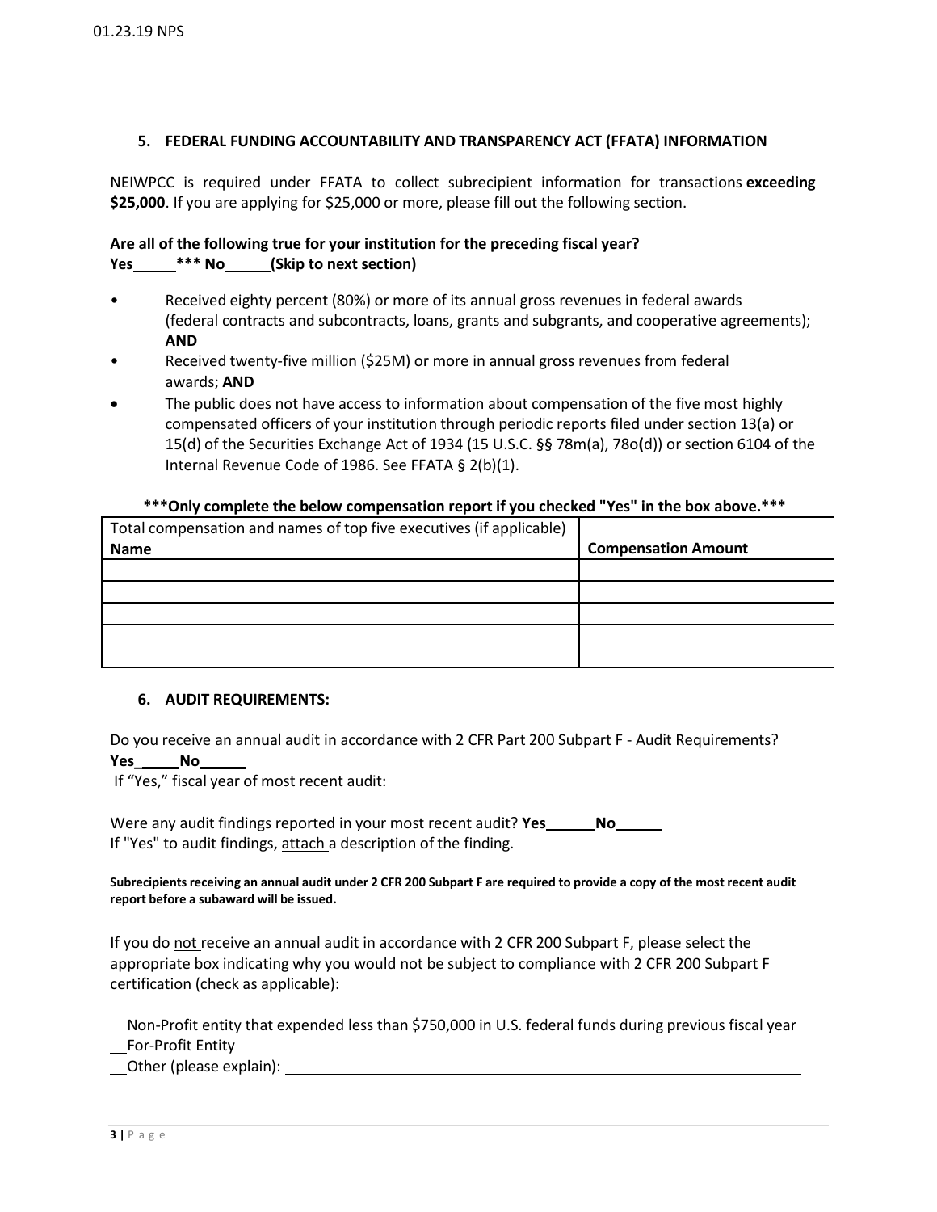### 5. FEDERAL FUNDING ACCOUNTABILITY AND TRANSPARENCY ACT (FFATA) INFORMATION

NEIWPCC is required under FFATA to collect subrecipient information for transactions **exceeding $25,000**. If you are applying for $25,000 or more, please fill out the following section.

**Are all of the following true for your institution for the preceding fiscal year?**
**Yes_____ *** No_____ (Skip to next section)**

- Received eighty percent (80%) or more of its annual gross revenues in federal awards (federal contracts and subcontracts, loans, grants and subgrants, and cooperative agreements); **AND**
- Received twenty-five million ($25M) or more in annual gross revenues from federal awards; **AND**
- The public does not have access to information about compensation of the five most highly compensated officers of your institution through periodic reports filed under section 13(a) or 15(d) of the Securities Exchange Act of 1934 (15 U.S.C. §§ 78m(a), 78o(d)) or section 6104 of the Internal Revenue Code of 1986. See FFATA § 2(b)(1).

**\*\*\*Only complete the below compensation report if you checked "Yes" in the box above.\*\*\***

| Total compensation and names of top five executives (if applicable)<br>**Name** | **Compensation Amount** |
|---|---|
| | |
| | |
| | |
| | |
| | |

### 6. AUDIT REQUIREMENTS:

Do you receive an annual audit in accordance with 2 CFR Part 200 Subpart F - Audit Requirements?
**Yes_____ No_____**
If "Yes," fiscal year of most recent audit: _______

Were any audit findings reported in your most recent audit? **Yes_____ No_____**
If "Yes" to audit findings, attach a description of the finding.

**Subrecipients receiving an annual audit under 2 CFR 200 Subpart F are required to provide a copy of the most recent audit report before a subaward will be issued.**

If you do not receive an annual audit in accordance with 2 CFR 200 Subpart F, please select the appropriate box indicating why you would not be subject to compliance with 2 CFR 200 Subpart F certification (check as applicable):

__Non-Profit entity that expended less than $750,000 in U.S. federal funds during previous fiscal year
__For-Profit Entity
__Other (please explain): ______________________________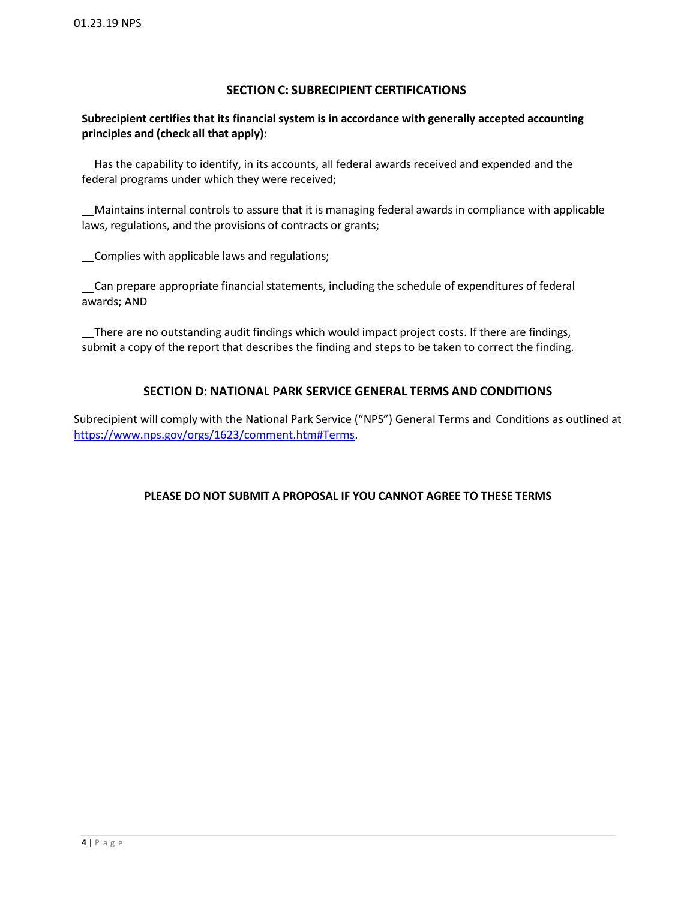## SECTION C: SUBRECIPIENT CERTIFICATIONS

**Subrecipient certifies that its financial system is in accordance with generally accepted accounting principles and (check all that apply):**

\_\_Has the capability to identify, in its accounts, all federal awards received and expended and the federal programs under which they were received;

\_\_Maintains internal controls to assure that it is managing federal awards in compliance with applicable laws, regulations, and the provisions of contracts or grants;

\_\_Complies with applicable laws and regulations;

\_\_Can prepare appropriate financial statements, including the schedule of expenditures of federal awards; AND

\_\_There are no outstanding audit findings which would impact project costs. If there are findings, submit a copy of the report that describes the finding and steps to be taken to correct the finding.

## SECTION D: NATIONAL PARK SERVICE GENERAL TERMS AND CONDITIONS

Subrecipient will comply with the National Park Service ("NPS") General Terms and Conditions as outlined at [https://www.nps.gov/orgs/1623/comment.htm#Terms](https://www.nps.gov/orgs/1623/comment.htm#Terms).

**PLEASE DO NOT SUBMIT A PROPOSAL IF YOU CANNOT AGREE TO THESE TERMS**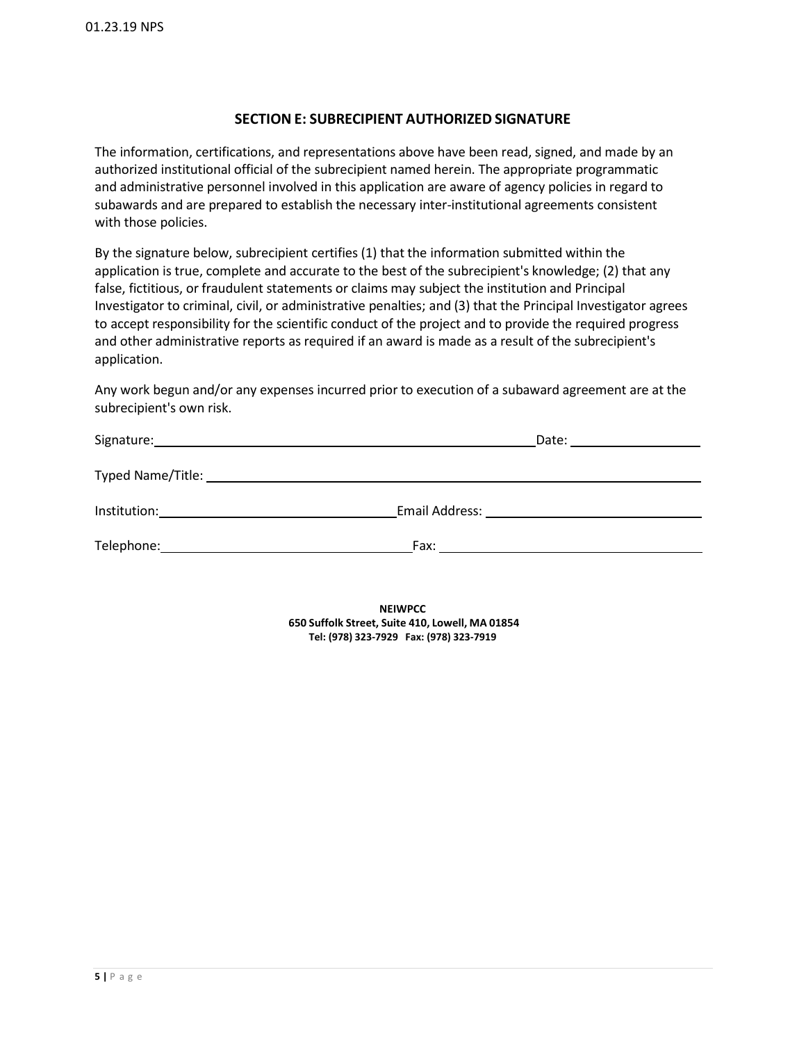## SECTION E: SUBRECIPIENT AUTHORIZED SIGNATURE

The information, certifications, and representations above have been read, signed, and made by an authorized institutional official of the subrecipient named herein. The appropriate programmatic and administrative personnel involved in this application are aware of agency policies in regard to subawards and are prepared to establish the necessary inter-institutional agreements consistent with those policies.

By the signature below, subrecipient certifies (1) that the information submitted within the application is true, complete and accurate to the best of the subrecipient's knowledge; (2) that any false, fictitious, or fraudulent statements or claims may subject the institution and Principal Investigator to criminal, civil, or administrative penalties; and (3) that the Principal Investigator agrees to accept responsibility for the scientific conduct of the project and to provide the required progress and other administrative reports as required if an award is made as a result of the subrecipient's application.

Any work begun and/or any expenses incurred prior to execution of a subaward agreement are at the subrecipient's own risk.

Signature: ______________________________ Date: ______________

Typed Name/Title: ______________________________

Institution: ______________________ Email Address: ______________________

Telephone: ______________________ Fax: ______________________

**NEIWPCC**
**650 Suffolk Street, Suite 410, Lowell, MA 01854**
**Tel: (978) 323-7929 Fax: (978) 323-7919**